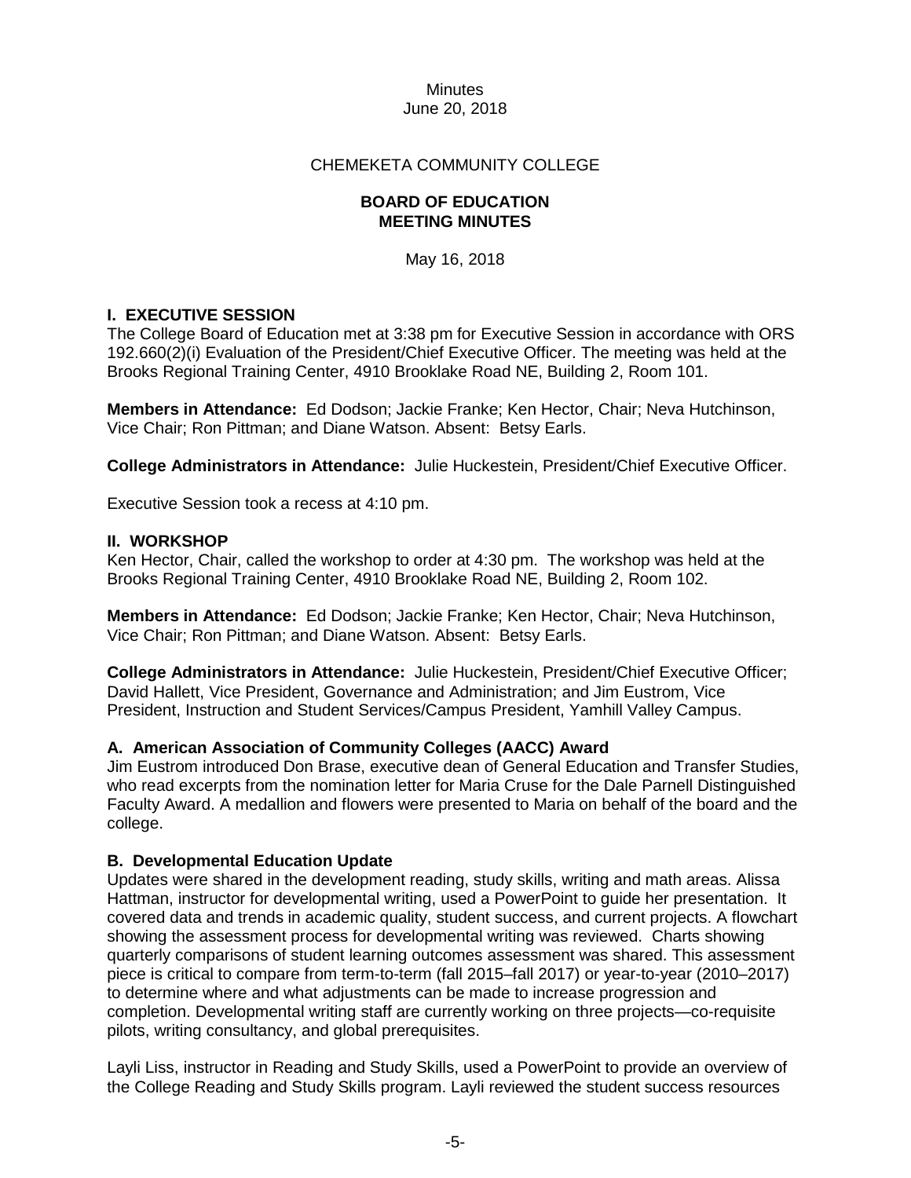Minutes
June 20, 2018

CHEMEKETA COMMUNITY COLLEGE

**BOARD OF EDUCATION**
**MEETING MINUTES**

May 16, 2018

## I. EXECUTIVE SESSION

The College Board of Education met at 3:38 pm for Executive Session in accordance with ORS 192.660(2)(i) Evaluation of the President/Chief Executive Officer. The meeting was held at the Brooks Regional Training Center, 4910 Brooklake Road NE, Building 2, Room 101.

**Members in Attendance:** Ed Dodson; Jackie Franke; Ken Hector, Chair; Neva Hutchinson, Vice Chair; Ron Pittman; and Diane Watson. Absent: Betsy Earls.

**College Administrators in Attendance:** Julie Huckestein, President/Chief Executive Officer.

Executive Session took a recess at 4:10 pm.

## II. WORKSHOP

Ken Hector, Chair, called the workshop to order at 4:30 pm. The workshop was held at the Brooks Regional Training Center, 4910 Brooklake Road NE, Building 2, Room 102.

**Members in Attendance:** Ed Dodson; Jackie Franke; Ken Hector, Chair; Neva Hutchinson, Vice Chair; Ron Pittman; and Diane Watson. Absent: Betsy Earls.

**College Administrators in Attendance:** Julie Huckestein, President/Chief Executive Officer; David Hallett, Vice President, Governance and Administration; and Jim Eustrom, Vice President, Instruction and Student Services/Campus President, Yamhill Valley Campus.

### A. American Association of Community Colleges (AACC) Award

Jim Eustrom introduced Don Brase, executive dean of General Education and Transfer Studies, who read excerpts from the nomination letter for Maria Cruse for the Dale Parnell Distinguished Faculty Award. A medallion and flowers were presented to Maria on behalf of the board and the college.

### B. Developmental Education Update

Updates were shared in the development reading, study skills, writing and math areas. Alissa Hattman, instructor for developmental writing, used a PowerPoint to guide her presentation. It covered data and trends in academic quality, student success, and current projects. A flowchart showing the assessment process for developmental writing was reviewed. Charts showing quarterly comparisons of student learning outcomes assessment was shared. This assessment piece is critical to compare from term-to-term (fall 2015–fall 2017) or year-to-year (2010–2017) to determine where and what adjustments can be made to increase progression and completion. Developmental writing staff are currently working on three projects—co-requisite pilots, writing consultancy, and global prerequisites.

Layli Liss, instructor in Reading and Study Skills, used a PowerPoint to provide an overview of the College Reading and Study Skills program. Layli reviewed the student success resources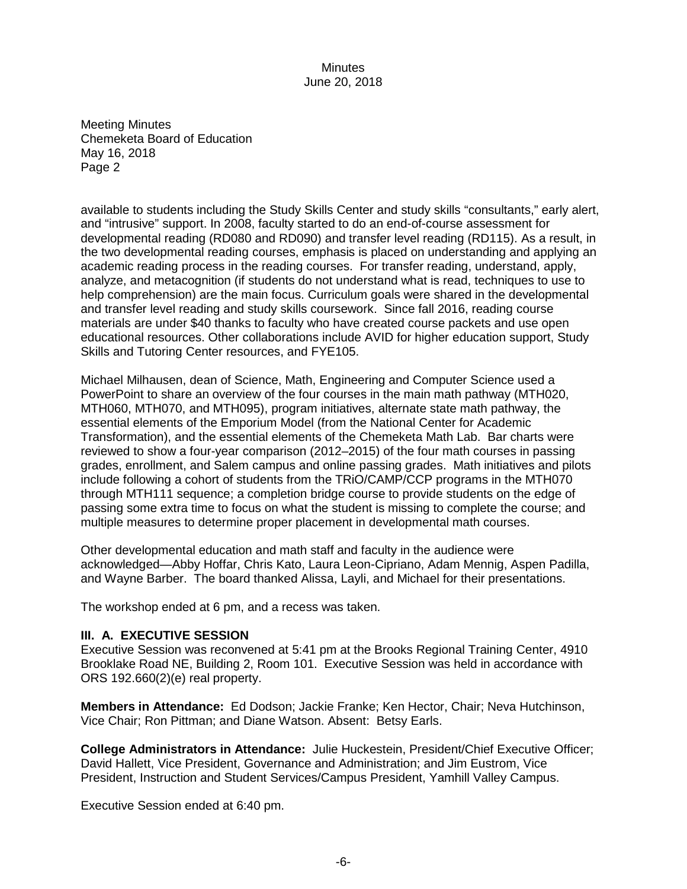Meeting Minutes
Chemeketa Board of Education
May 16, 2018
Page 2

available to students including the Study Skills Center and study skills "consultants," early alert, and "intrusive" support. In 2008, faculty started to do an end-of-course assessment for developmental reading (RD080 and RD090) and transfer level reading (RD115). As a result, in the two developmental reading courses, emphasis is placed on understanding and applying an academic reading process in the reading courses. For transfer reading, understand, apply, analyze, and metacognition (if students do not understand what is read, techniques to use to help comprehension) are the main focus. Curriculum goals were shared in the developmental and transfer level reading and study skills coursework. Since fall 2016, reading course materials are under $40 thanks to faculty who have created course packets and use open educational resources. Other collaborations include AVID for higher education support, Study Skills and Tutoring Center resources, and FYE105.

Michael Milhausen, dean of Science, Math, Engineering and Computer Science used a PowerPoint to share an overview of the four courses in the main math pathway (MTH020, MTH060, MTH070, and MTH095), program initiatives, alternate state math pathway, the essential elements of the Emporium Model (from the National Center for Academic Transformation), and the essential elements of the Chemeketa Math Lab. Bar charts were reviewed to show a four-year comparison (2012–2015) of the four math courses in passing grades, enrollment, and Salem campus and online passing grades. Math initiatives and pilots include following a cohort of students from the TRiO/CAMP/CCP programs in the MTH070 through MTH111 sequence; a completion bridge course to provide students on the edge of passing some extra time to focus on what the student is missing to complete the course; and multiple measures to determine proper placement in developmental math courses.

Other developmental education and math staff and faculty in the audience were acknowledged—Abby Hoffar, Chris Kato, Laura Leon-Cipriano, Adam Mennig, Aspen Padilla, and Wayne Barber. The board thanked Alissa, Layli, and Michael for their presentations.

The workshop ended at 6 pm, and a recess was taken.

**III. A. EXECUTIVE SESSION**
Executive Session was reconvened at 5:41 pm at the Brooks Regional Training Center, 4910 Brooklake Road NE, Building 2, Room 101. Executive Session was held in accordance with ORS 192.660(2)(e) real property.

**Members in Attendance:** Ed Dodson; Jackie Franke; Ken Hector, Chair; Neva Hutchinson, Vice Chair; Ron Pittman; and Diane Watson. Absent: Betsy Earls.

**College Administrators in Attendance:** Julie Huckestein, President/Chief Executive Officer; David Hallett, Vice President, Governance and Administration; and Jim Eustrom, Vice President, Instruction and Student Services/Campus President, Yamhill Valley Campus.

Executive Session ended at 6:40 pm.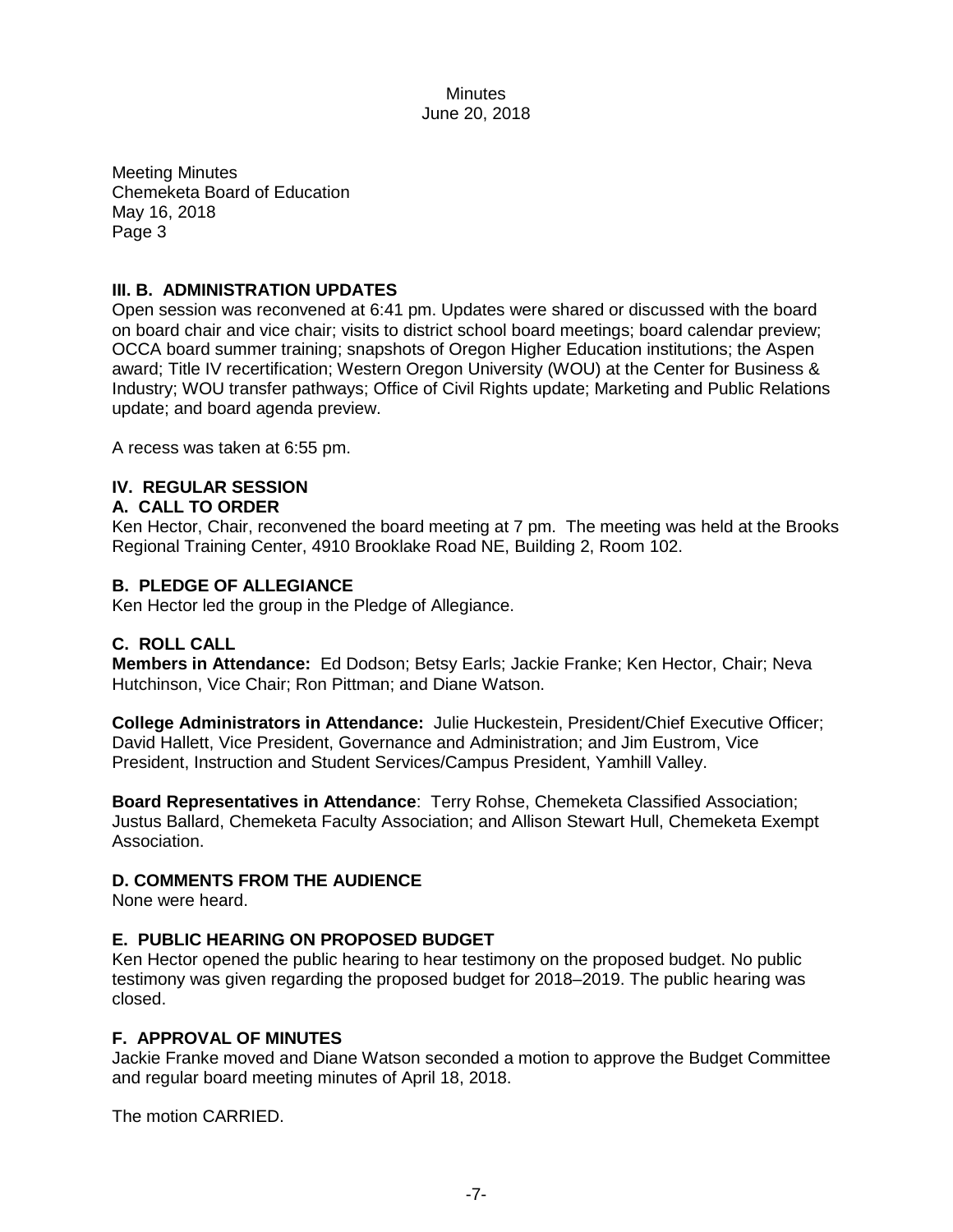**III. B. ADMINISTRATION UPDATES**

Open session was reconvened at 6:41 pm. Updates were shared or discussed with the board on board chair and vice chair; visits to district school board meetings; board calendar preview; OCCA board summer training; snapshots of Oregon Higher Education institutions; the Aspen award; Title IV recertification; Western Oregon University (WOU) at the Center for Business & Industry; WOU transfer pathways; Office of Civil Rights update; Marketing and Public Relations update; and board agenda preview.

A recess was taken at 6:55 pm.

**IV. REGULAR SESSION**

**A. CALL TO ORDER**

Ken Hector, Chair, reconvened the board meeting at 7 pm. The meeting was held at the Brooks Regional Training Center, 4910 Brooklake Road NE, Building 2, Room 102.

**B. PLEDGE OF ALLEGIANCE**

Ken Hector led the group in the Pledge of Allegiance.

**C. ROLL CALL**

**Members in Attendance:** Ed Dodson; Betsy Earls; Jackie Franke; Ken Hector, Chair; Neva Hutchinson, Vice Chair; Ron Pittman; and Diane Watson.

**College Administrators in Attendance:** Julie Huckestein, President/Chief Executive Officer; David Hallett, Vice President, Governance and Administration; and Jim Eustrom, Vice President, Instruction and Student Services/Campus President, Yamhill Valley.

**Board Representatives in Attendance**: Terry Rohse, Chemeketa Classified Association; Justus Ballard, Chemeketa Faculty Association; and Allison Stewart Hull, Chemeketa Exempt Association.

**D. COMMENTS FROM THE AUDIENCE**

None were heard.

**E. PUBLIC HEARING ON PROPOSED BUDGET**

Ken Hector opened the public hearing to hear testimony on the proposed budget. No public testimony was given regarding the proposed budget for 2018–2019. The public hearing was closed.

**F. APPROVAL OF MINUTES**

Jackie Franke moved and Diane Watson seconded a motion to approve the Budget Committee and regular board meeting minutes of April 18, 2018.

The motion CARRIED.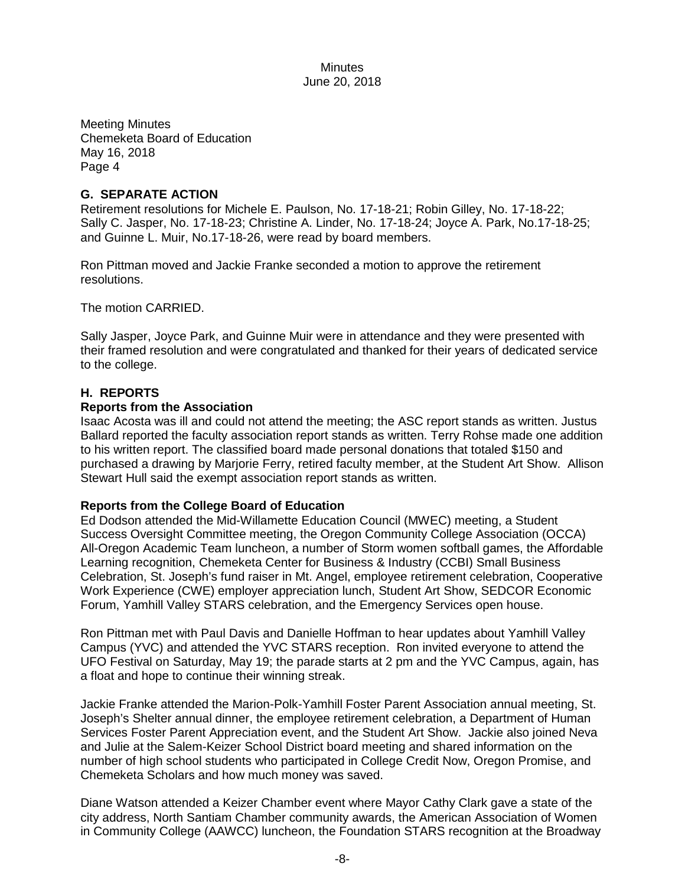Meeting Minutes
Chemeketa Board of Education
May 16, 2018
Page 4

## G. SEPARATE ACTION

Retirement resolutions for Michele E. Paulson, No. 17-18-21; Robin Gilley, No. 17-18-22; Sally C. Jasper, No. 17-18-23; Christine A. Linder, No. 17-18-24; Joyce A. Park, No.17-18-25; and Guinne L. Muir, No.17-18-26, were read by board members.

Ron Pittman moved and Jackie Franke seconded a motion to approve the retirement resolutions.

The motion CARRIED.

Sally Jasper, Joyce Park, and Guinne Muir were in attendance and they were presented with their framed resolution and were congratulated and thanked for their years of dedicated service to the college.

## H. REPORTS

### Reports from the Association

Isaac Acosta was ill and could not attend the meeting; the ASC report stands as written. Justus Ballard reported the faculty association report stands as written. Terry Rohse made one addition to his written report. The classified board made personal donations that totaled $150 and purchased a drawing by Marjorie Ferry, retired faculty member, at the Student Art Show. Allison Stewart Hull said the exempt association report stands as written.

### Reports from the College Board of Education

Ed Dodson attended the Mid-Willamette Education Council (MWEC) meeting, a Student Success Oversight Committee meeting, the Oregon Community College Association (OCCA) All-Oregon Academic Team luncheon, a number of Storm women softball games, the Affordable Learning recognition, Chemeketa Center for Business & Industry (CCBI) Small Business Celebration, St. Joseph's fund raiser in Mt. Angel, employee retirement celebration, Cooperative Work Experience (CWE) employer appreciation lunch, Student Art Show, SEDCOR Economic Forum, Yamhill Valley STARS celebration, and the Emergency Services open house.

Ron Pittman met with Paul Davis and Danielle Hoffman to hear updates about Yamhill Valley Campus (YVC) and attended the YVC STARS reception. Ron invited everyone to attend the UFO Festival on Saturday, May 19; the parade starts at 2 pm and the YVC Campus, again, has a float and hope to continue their winning streak.

Jackie Franke attended the Marion-Polk-Yamhill Foster Parent Association annual meeting, St. Joseph's Shelter annual dinner, the employee retirement celebration, a Department of Human Services Foster Parent Appreciation event, and the Student Art Show. Jackie also joined Neva and Julie at the Salem-Keizer School District board meeting and shared information on the number of high school students who participated in College Credit Now, Oregon Promise, and Chemeketa Scholars and how much money was saved.

Diane Watson attended a Keizer Chamber event where Mayor Cathy Clark gave a state of the city address, North Santiam Chamber community awards, the American Association of Women in Community College (AAWCC) luncheon, the Foundation STARS recognition at the Broadway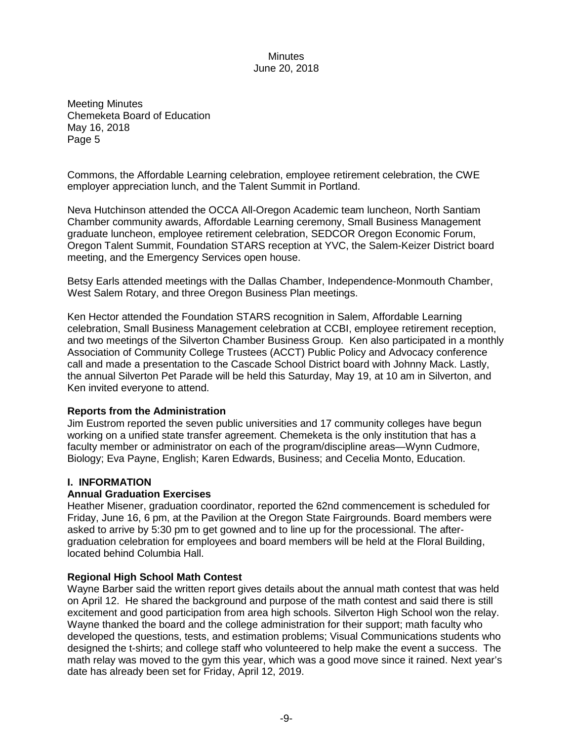Commons, the Affordable Learning celebration, employee retirement celebration, the CWE employer appreciation lunch, and the Talent Summit in Portland.

Neva Hutchinson attended the OCCA All-Oregon Academic team luncheon, North Santiam Chamber community awards, Affordable Learning ceremony, Small Business Management graduate luncheon, employee retirement celebration, SEDCOR Oregon Economic Forum, Oregon Talent Summit, Foundation STARS reception at YVC, the Salem-Keizer District board meeting, and the Emergency Services open house.

Betsy Earls attended meetings with the Dallas Chamber, Independence-Monmouth Chamber, West Salem Rotary, and three Oregon Business Plan meetings.

Ken Hector attended the Foundation STARS recognition in Salem, Affordable Learning celebration, Small Business Management celebration at CCBI, employee retirement reception, and two meetings of the Silverton Chamber Business Group. Ken also participated in a monthly Association of Community College Trustees (ACCT) Public Policy and Advocacy conference call and made a presentation to the Cascade School District board with Johnny Mack. Lastly, the annual Silverton Pet Parade will be held this Saturday, May 19, at 10 am in Silverton, and Ken invited everyone to attend.

**Reports from the Administration**

Jim Eustrom reported the seven public universities and 17 community colleges have begun working on a unified state transfer agreement. Chemeketa is the only institution that has a faculty member or administrator on each of the program/discipline areas—Wynn Cudmore, Biology; Eva Payne, English; Karen Edwards, Business; and Cecelia Monto, Education.

## I. INFORMATION

### Annual Graduation Exercises

Heather Misener, graduation coordinator, reported the 62nd commencement is scheduled for Friday, June 16, 6 pm, at the Pavilion at the Oregon State Fairgrounds. Board members were asked to arrive by 5:30 pm to get gowned and to line up for the processional. The after-graduation celebration for employees and board members will be held at the Floral Building, located behind Columbia Hall.

### Regional High School Math Contest

Wayne Barber said the written report gives details about the annual math contest that was held on April 12. He shared the background and purpose of the math contest and said there is still excitement and good participation from area high schools. Silverton High School won the relay. Wayne thanked the board and the college administration for their support; math faculty who developed the questions, tests, and estimation problems; Visual Communications students who designed the t-shirts; and college staff who volunteered to help make the event a success. The math relay was moved to the gym this year, which was a good move since it rained. Next year's date has already been set for Friday, April 12, 2019.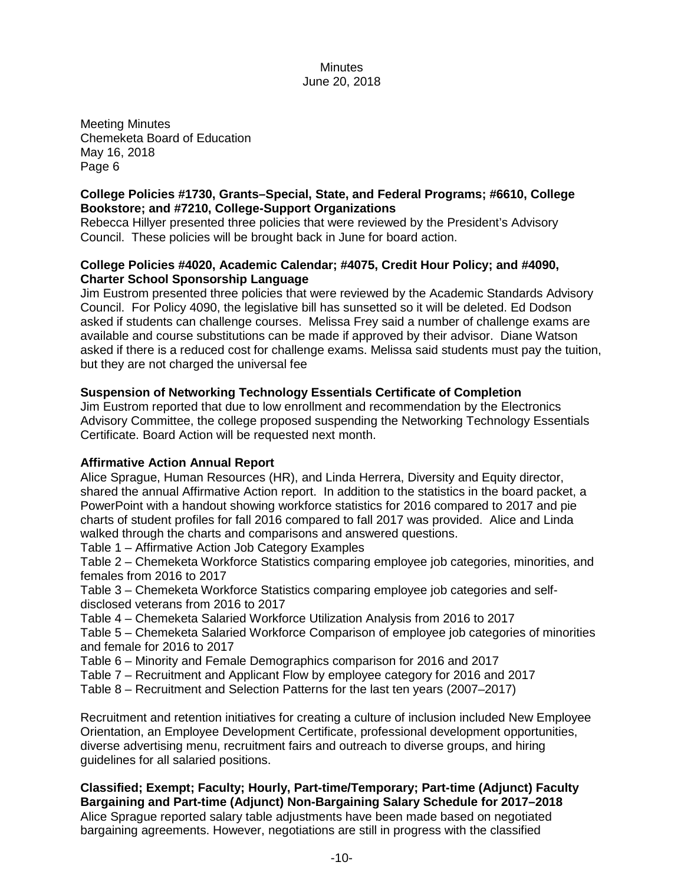Meeting Minutes
Chemeketa Board of Education
May 16, 2018
Page 6

**College Policies #1730, Grants–Special, State, and Federal Programs; #6610, College Bookstore; and #7210, College-Support Organizations**

Rebecca Hillyer presented three policies that were reviewed by the President's Advisory Council. These policies will be brought back in June for board action.

**College Policies #4020, Academic Calendar; #4075, Credit Hour Policy; and #4090, Charter School Sponsorship Language**

Jim Eustrom presented three policies that were reviewed by the Academic Standards Advisory Council. For Policy 4090, the legislative bill has sunsetted so it will be deleted. Ed Dodson asked if students can challenge courses. Melissa Frey said a number of challenge exams are available and course substitutions can be made if approved by their advisor. Diane Watson asked if there is a reduced cost for challenge exams. Melissa said students must pay the tuition, but they are not charged the universal fee

**Suspension of Networking Technology Essentials Certificate of Completion**

Jim Eustrom reported that due to low enrollment and recommendation by the Electronics Advisory Committee, the college proposed suspending the Networking Technology Essentials Certificate. Board Action will be requested next month.

**Affirmative Action Annual Report**

Alice Sprague, Human Resources (HR), and Linda Herrera, Diversity and Equity director, shared the annual Affirmative Action report. In addition to the statistics in the board packet, a PowerPoint with a handout showing workforce statistics for 2016 compared to 2017 and pie charts of student profiles for fall 2016 compared to fall 2017 was provided. Alice and Linda walked through the charts and comparisons and answered questions.

Table 1 – Affirmative Action Job Category Examples
Table 2 – Chemeketa Workforce Statistics comparing employee job categories, minorities, and females from 2016 to 2017
Table 3 – Chemeketa Workforce Statistics comparing employee job categories and self-disclosed veterans from 2016 to 2017
Table 4 – Chemeketa Salaried Workforce Utilization Analysis from 2016 to 2017
Table 5 – Chemeketa Salaried Workforce Comparison of employee job categories of minorities and female for 2016 to 2017
Table 6 – Minority and Female Demographics comparison for 2016 and 2017
Table 7 – Recruitment and Applicant Flow by employee category for 2016 and 2017
Table 8 – Recruitment and Selection Patterns for the last ten years (2007–2017)

Recruitment and retention initiatives for creating a culture of inclusion included New Employee Orientation, an Employee Development Certificate, professional development opportunities, diverse advertising menu, recruitment fairs and outreach to diverse groups, and hiring guidelines for all salaried positions.

**Classified; Exempt; Faculty; Hourly, Part-time/Temporary; Part-time (Adjunct) Faculty Bargaining and Part-time (Adjunct) Non-Bargaining Salary Schedule for 2017–2018**

Alice Sprague reported salary table adjustments have been made based on negotiated bargaining agreements. However, negotiations are still in progress with the classified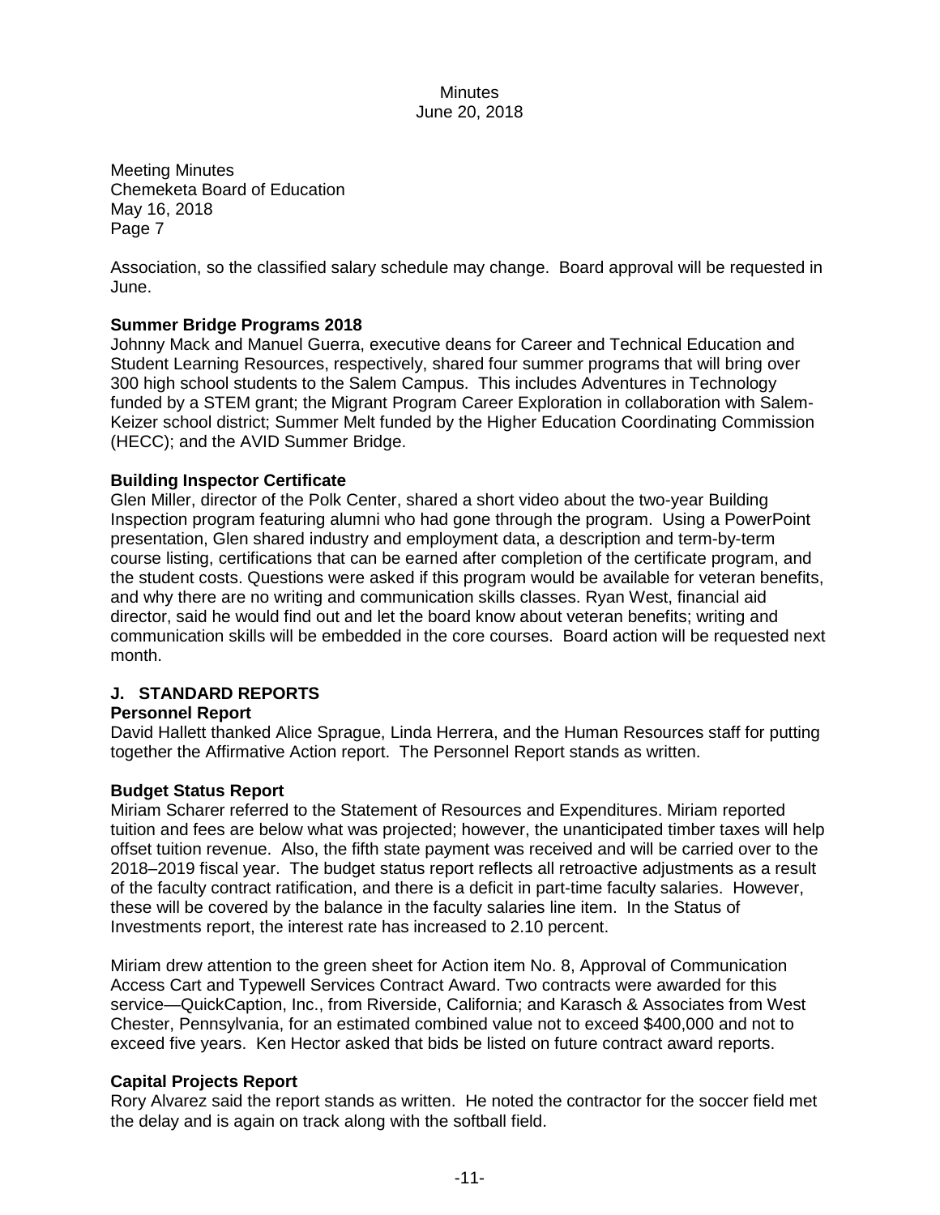Meeting Minutes
Chemeketa Board of Education
May 16, 2018
Page 7

Association, so the classified salary schedule may change. Board approval will be requested in June.

**Summer Bridge Programs 2018**

Johnny Mack and Manuel Guerra, executive deans for Career and Technical Education and Student Learning Resources, respectively, shared four summer programs that will bring over 300 high school students to the Salem Campus. This includes Adventures in Technology funded by a STEM grant; the Migrant Program Career Exploration in collaboration with Salem-Keizer school district; Summer Melt funded by the Higher Education Coordinating Commission (HECC); and the AVID Summer Bridge.

**Building Inspector Certificate**

Glen Miller, director of the Polk Center, shared a short video about the two-year Building Inspection program featuring alumni who had gone through the program. Using a PowerPoint presentation, Glen shared industry and employment data, a description and term-by-term course listing, certifications that can be earned after completion of the certificate program, and the student costs. Questions were asked if this program would be available for veteran benefits, and why there are no writing and communication skills classes. Ryan West, financial aid director, said he would find out and let the board know about veteran benefits; writing and communication skills will be embedded in the core courses. Board action will be requested next month.

## J. STANDARD REPORTS

**Personnel Report**

David Hallett thanked Alice Sprague, Linda Herrera, and the Human Resources staff for putting together the Affirmative Action report. The Personnel Report stands as written.

**Budget Status Report**

Miriam Scharer referred to the Statement of Resources and Expenditures. Miriam reported tuition and fees are below what was projected; however, the unanticipated timber taxes will help offset tuition revenue. Also, the fifth state payment was received and will be carried over to the 2018–2019 fiscal year. The budget status report reflects all retroactive adjustments as a result of the faculty contract ratification, and there is a deficit in part-time faculty salaries. However, these will be covered by the balance in the faculty salaries line item. In the Status of Investments report, the interest rate has increased to 2.10 percent.

Miriam drew attention to the green sheet for Action item No. 8, Approval of Communication Access Cart and Typewell Services Contract Award. Two contracts were awarded for this service—QuickCaption, Inc., from Riverside, California; and Karasch & Associates from West Chester, Pennsylvania, for an estimated combined value not to exceed $400,000 and not to exceed five years. Ken Hector asked that bids be listed on future contract award reports.

**Capital Projects Report**

Rory Alvarez said the report stands as written. He noted the contractor for the soccer field met the delay and is again on track along with the softball field.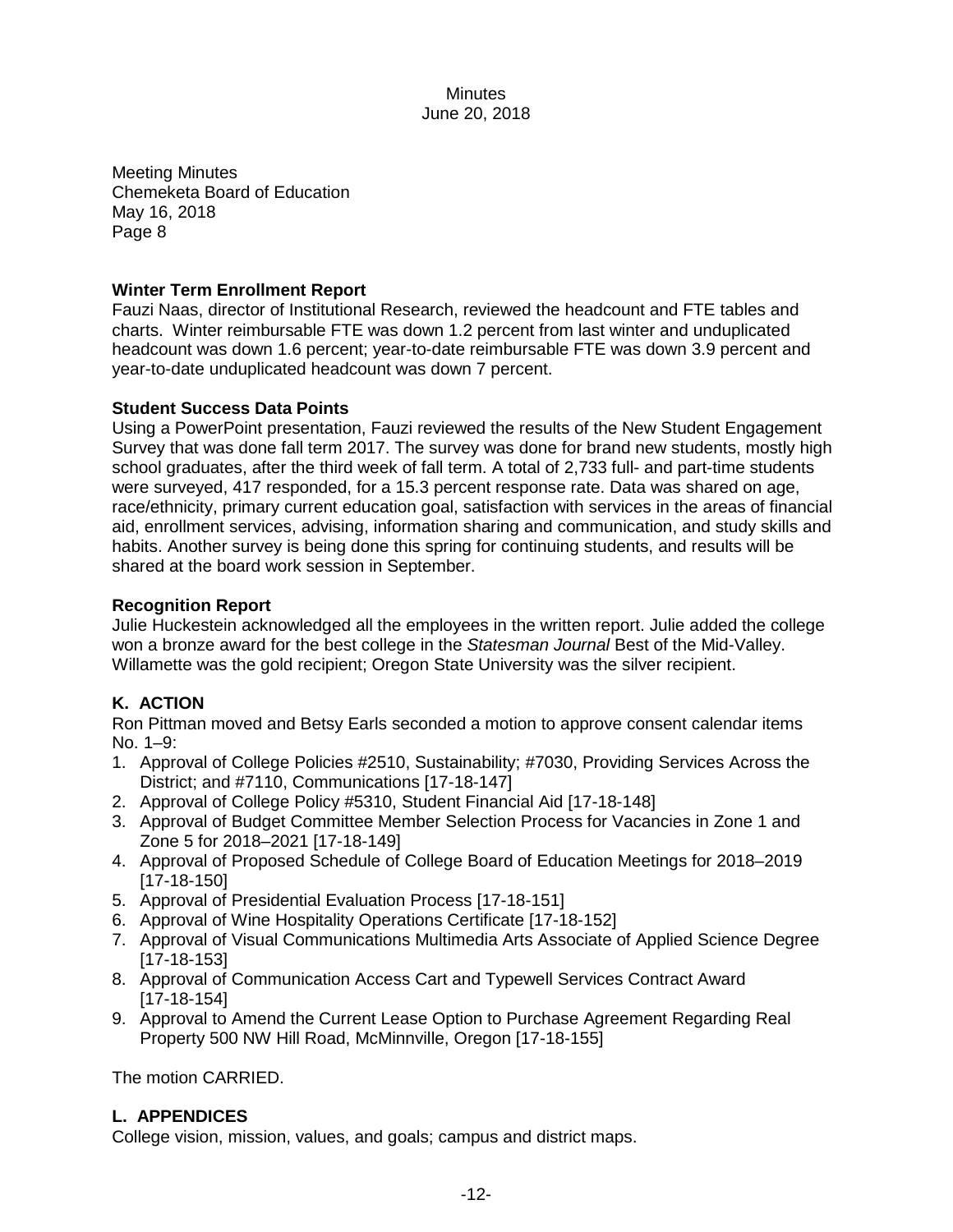Meeting Minutes
Chemeketa Board of Education
May 16, 2018

**Winter Term Enrollment Report**
Fauzi Naas, director of Institutional Research, reviewed the headcount and FTE tables and charts. Winter reimbursable FTE was down 1.2 percent from last winter and unduplicated headcount was down 1.6 percent; year-to-date reimbursable FTE was down 3.9 percent and year-to-date unduplicated headcount was down 7 percent.

**Student Success Data Points**
Using a PowerPoint presentation, Fauzi reviewed the results of the New Student Engagement Survey that was done fall term 2017. The survey was done for brand new students, mostly high school graduates, after the third week of fall term. A total of 2,733 full- and part-time students were surveyed, 417 responded, for a 15.3 percent response rate. Data was shared on age, race/ethnicity, primary current education goal, satisfaction with services in the areas of financial aid, enrollment services, advising, information sharing and communication, and study skills and habits. Another survey is being done this spring for continuing students, and results will be shared at the board work session in September.

**Recognition Report**
Julie Huckestein acknowledged all the employees in the written report. Julie added the college won a bronze award for the best college in the *Statesman Journal* Best of the Mid-Valley. Willamette was the gold recipient; Oregon State University was the silver recipient.

## K. ACTION

Ron Pittman moved and Betsy Earls seconded a motion to approve consent calendar items No. 1–9:

1. Approval of College Policies #2510, Sustainability; #7030, Providing Services Across the District; and #7110, Communications [17-18-147]
2. Approval of College Policy #5310, Student Financial Aid [17-18-148]
3. Approval of Budget Committee Member Selection Process for Vacancies in Zone 1 and Zone 5 for 2018–2021 [17-18-149]
4. Approval of Proposed Schedule of College Board of Education Meetings for 2018–2019 [17-18-150]
5. Approval of Presidential Evaluation Process [17-18-151]
6. Approval of Wine Hospitality Operations Certificate [17-18-152]
7. Approval of Visual Communications Multimedia Arts Associate of Applied Science Degree [17-18-153]
8. Approval of Communication Access Cart and Typewell Services Contract Award [17-18-154]
9. Approval to Amend the Current Lease Option to Purchase Agreement Regarding Real Property 500 NW Hill Road, McMinnville, Oregon [17-18-155]

The motion CARRIED.

## L. APPENDICES

College vision, mission, values, and goals; campus and district maps.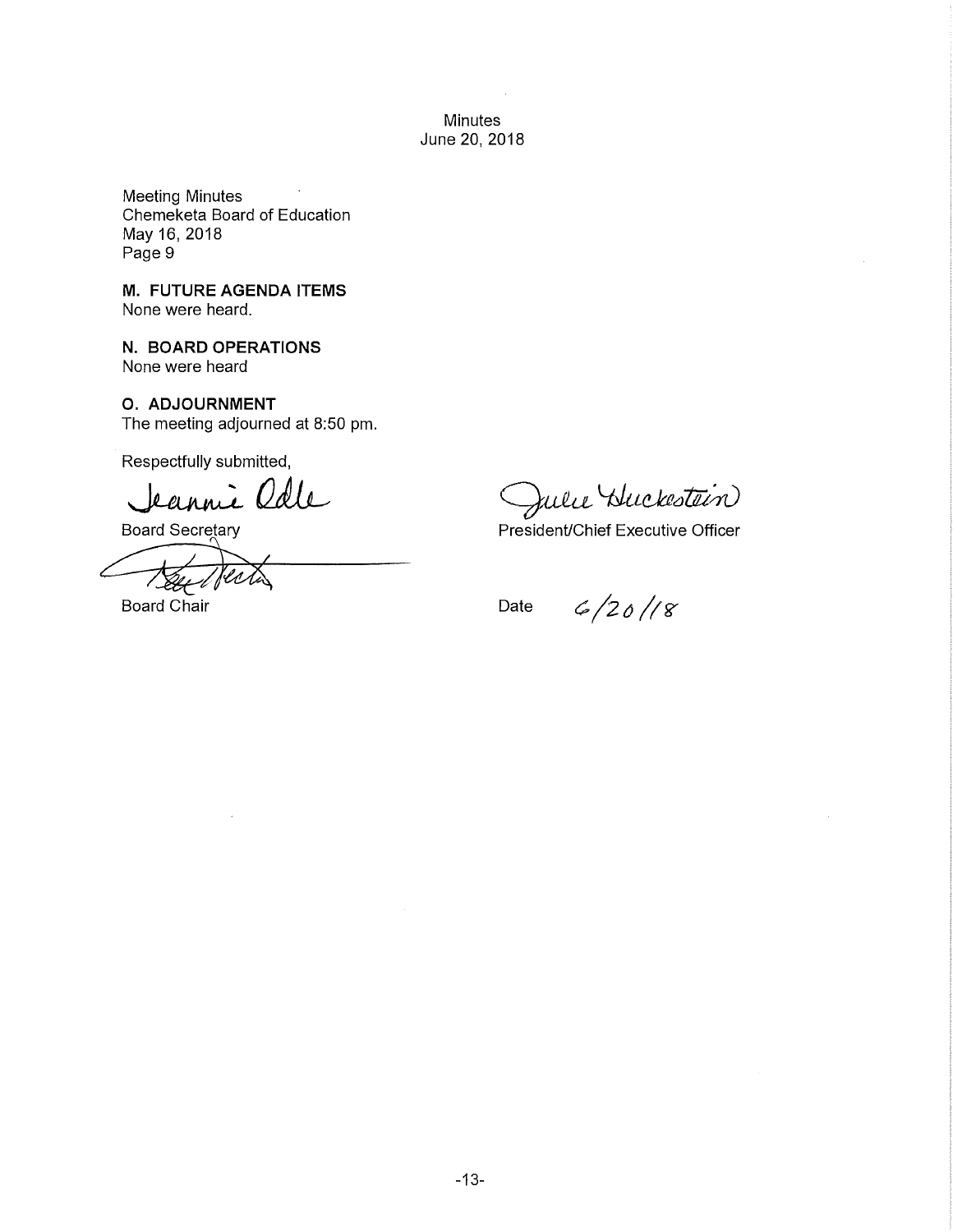Meeting Minutes
Chemeketa Board of Education
May 16, 2018
Page 9

**M. FUTURE AGENDA ITEMS**
None were heard.

**N. BOARD OPERATIONS**
None were heard

**O. ADJOURNMENT**
The meeting adjourned at 8:50 pm.

Respectfully submitted,

Jeannie Odle
Board Secretary

Board Chair

Julie Huckestein
President/Chief Executive Officer

Date 6/20/18